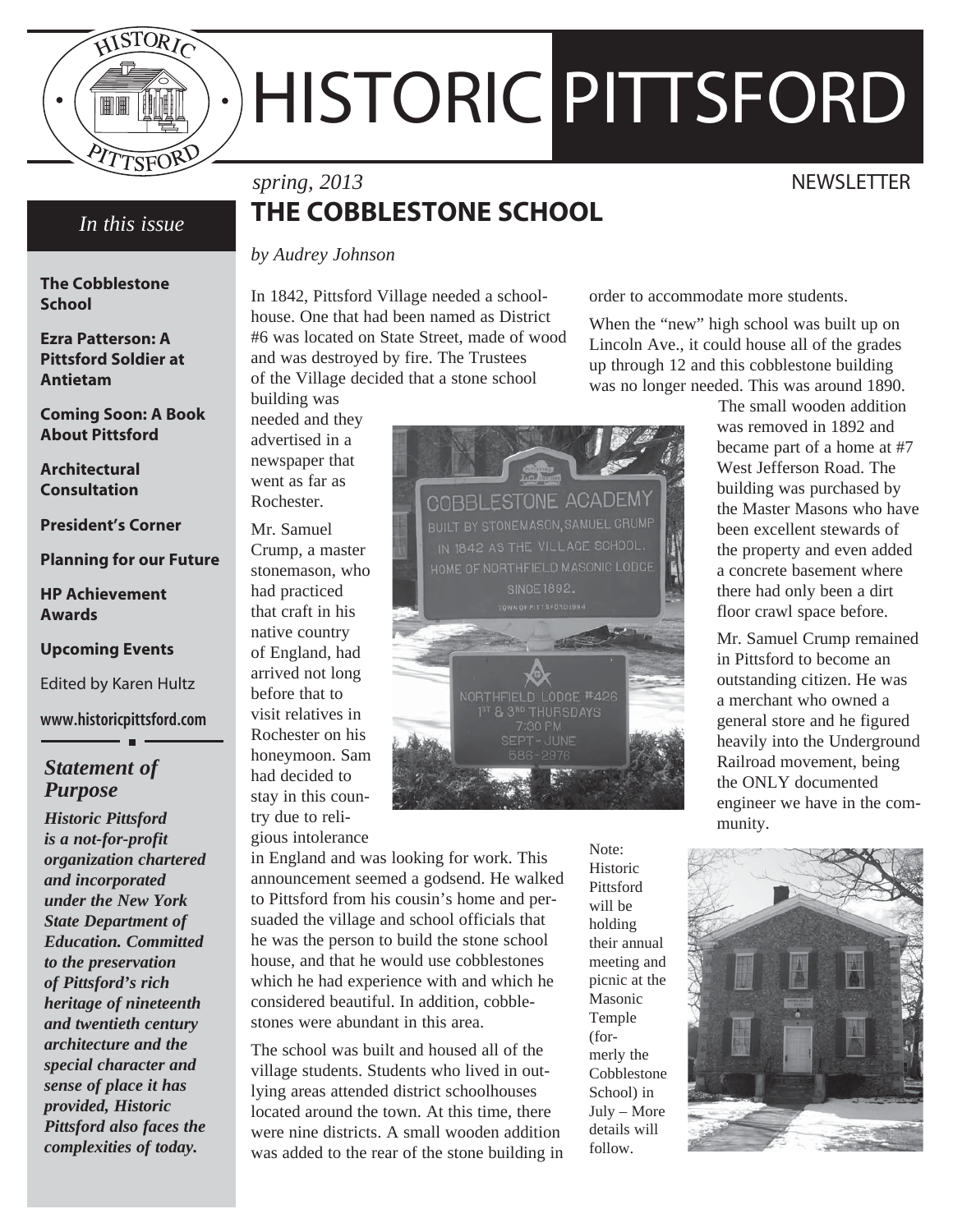# HISTORIC PITTSFORD

*spring, 2013* NEWSLETTER

## THE COBBLESTONE SCHOOL

*by Audrey Johnson*

In 1842, Pittsford Village needed a schoolhouse. One that had been named as District #6 was located on State Street, made of wood and was destroyed by fire. The Trustees of the Village decided that a stone school building was needed and they advertised in a newspaper that went as far as Rochester.

Mr. Samuel Crump, a master stonemason, who had practiced that craft in his native country of England, had arrived not long before that to visit relatives in Rochester on his honeymoon. Sam had decided to stay in this country due to religious intolerance in England and was looking for work. This announcement seemed a godsend. He walked to Pittsford from his cousin's home and persuaded the village and school officials that he was the person to build the stone school house, and that he would use cobblestones which he had experience with and which he considered beautiful. In addition, cobblestones were abundant in this area.

The school was built and housed all of the village students. Students who lived in outlying areas attended district schoolhouses located around the town. At this time, there were nine districts. A small wooden addition was added to the rear of the stone building in order to accommodate more students.

When the "new" high school was built up on Lincoln Ave., it could house all of the grades up through 12 and this cobblestone building was no longer needed. This was around 1890.

The small wooden addition was removed in 1892 and became part of a home at #7 West Jefferson Road. The building was purchased by the Master Masons who have been excellent stewards of the property and even added a concrete basement where there had only been a dirt floor crawl space before.

Mr. Samuel Crump remained in Pittsford to become an outstanding citizen. He was a merchant who owned a general store and he figured heavily into the Underground Railroad movement, being the ONLY documented engineer we have in the community.

Note: Historic Pittsford will be holding their annual meeting and picnic at the Masonic Temple (formerly the Cobblestone School) in July – More details will follow.

### In this issue

- **The Cobblestone School**
- **Ezra Patterson: A Pittsford Soldier at Antietam**
- **Coming Soon: A Book About Pittsford**
- **Architectural Consultation**
- **President's Corner**
- **Planning for our Future**
- **HP Achievement Awards**
- **Upcoming Events**

Edited by Karen Hultz

**www.historicpittsford.com**

### *Statement of Purpose*

***Historic Pittsford is a not-for-profit organization chartered and incorporated under the New York State Department of Education. Committed to the preservation of Pittsford's rich heritage of nineteenth and twentieth century architecture and the special character and sense of place it has provided, Historic Pittsford also faces the complexities of today.***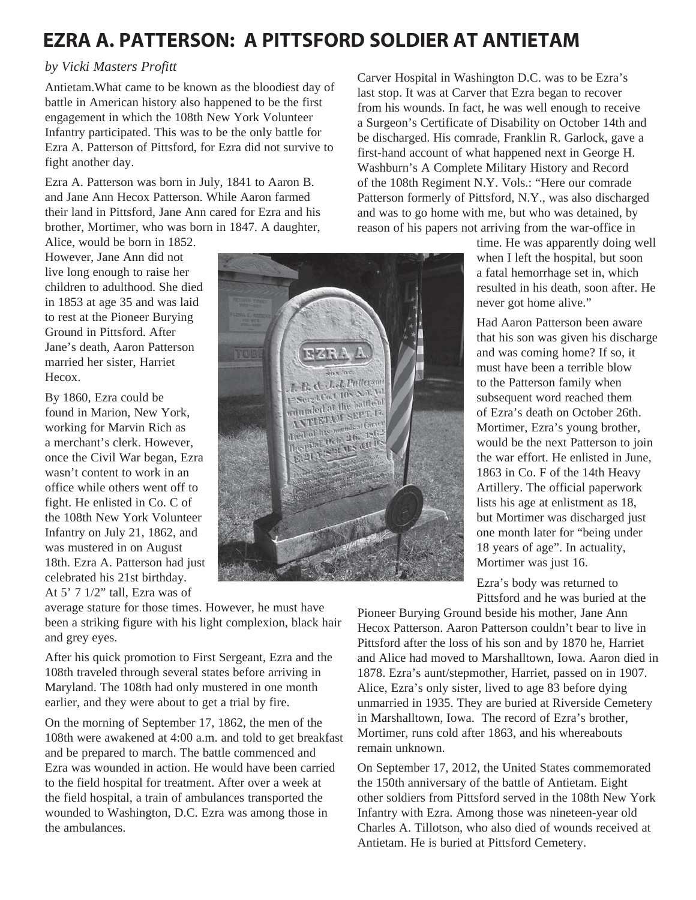# EZRA A. PATTERSON: A PITTSFORD SOLDIER AT ANTIETAM

*by Vicki Masters Profitt*

Antietam.What came to be known as the bloodiest day of battle in American history also happened to be the first engagement in which the 108th New York Volunteer Infantry participated. This was to be the only battle for Ezra A. Patterson of Pittsford, for Ezra did not survive to fight another day.

Ezra A. Patterson was born in July, 1841 to Aaron B. and Jane Ann Hecox Patterson. While Aaron farmed their land in Pittsford, Jane Ann cared for Ezra and his brother, Mortimer, who was born in 1847. A daughter, Alice, would be born in 1852. However, Jane Ann did not live long enough to raise her children to adulthood. She died in 1853 at age 35 and was laid to rest at the Pioneer Burying Ground in Pittsford. After Jane's death, Aaron Patterson married her sister, Harriet Hecox.

By 1860, Ezra could be found in Marion, New York, working for Marvin Rich as a merchant's clerk. However, once the Civil War began, Ezra wasn't content to work in an office while others went off to fight. He enlisted in Co. C of the 108th New York Volunteer Infantry on July 21, 1862, and was mustered in on August 18th. Ezra A. Patterson had just celebrated his 21st birthday. At 5' 7 1/2" tall, Ezra was of average stature for those times. However, he must have been a striking figure with his light complexion, black hair and grey eyes.

After his quick promotion to First Sergeant, Ezra and the 108th traveled through several states before arriving in Maryland. The 108th had only mustered in one month earlier, and they were about to get a trial by fire.

On the morning of September 17, 1862, the men of the 108th were awakened at 4:00 a.m. and told to get breakfast and be prepared to march. The battle commenced and Ezra was wounded in action. He would have been carried to the field hospital for treatment. After over a week at the field hospital, a train of ambulances transported the wounded to Washington, D.C. Ezra was among those in the ambulances.

Carver Hospital in Washington D.C. was to be Ezra's last stop. It was at Carver that Ezra began to recover from his wounds. In fact, he was well enough to receive a Surgeon's Certificate of Disability on October 14th and be discharged. His comrade, Franklin R. Garlock, gave a first-hand account of what happened next in George H. Washburn's A Complete Military History and Record of the 108th Regiment N.Y. Vols.: "Here our comrade Patterson formerly of Pittsford, N.Y., was also discharged and was to go home with me, but who was detained, by reason of his papers not arriving from the war-office in time. He was apparently doing well when I left the hospital, but soon a fatal hemorrhage set in, which resulted in his death, soon after. He never got home alive."

Had Aaron Patterson been aware that his son was given his discharge and was coming home? If so, it must have been a terrible blow to the Patterson family when subsequent word reached them of Ezra's death on October 26th. Mortimer, Ezra's young brother, would be the next Patterson to join the war effort. He enlisted in June, 1863 in Co. F of the 14th Heavy Artillery. The official paperwork lists his age at enlistment as 18, but Mortimer was discharged just one month later for "being under 18 years of age". In actuality, Mortimer was just 16.

Ezra's body was returned to Pittsford and he was buried at the Pioneer Burying Ground beside his mother, Jane Ann Hecox Patterson. Aaron Patterson couldn't bear to live in Pittsford after the loss of his son and by 1870 he, Harriet and Alice had moved to Marshalltown, Iowa. Aaron died in 1878. Ezra's aunt/stepmother, Harriet, passed on in 1907. Alice, Ezra's only sister, lived to age 83 before dying unmarried in 1935. They are buried at Riverside Cemetery in Marshalltown, Iowa. The record of Ezra's brother, Mortimer, runs cold after 1863, and his whereabouts remain unknown.

On September 17, 2012, the United States commemorated the 150th anniversary of the battle of Antietam. Eight other soldiers from Pittsford served in the 108th New York Infantry with Ezra. Among those was nineteen-year old Charles A. Tillotson, who also died of wounds received at Antietam. He is buried at Pittsford Cemetery.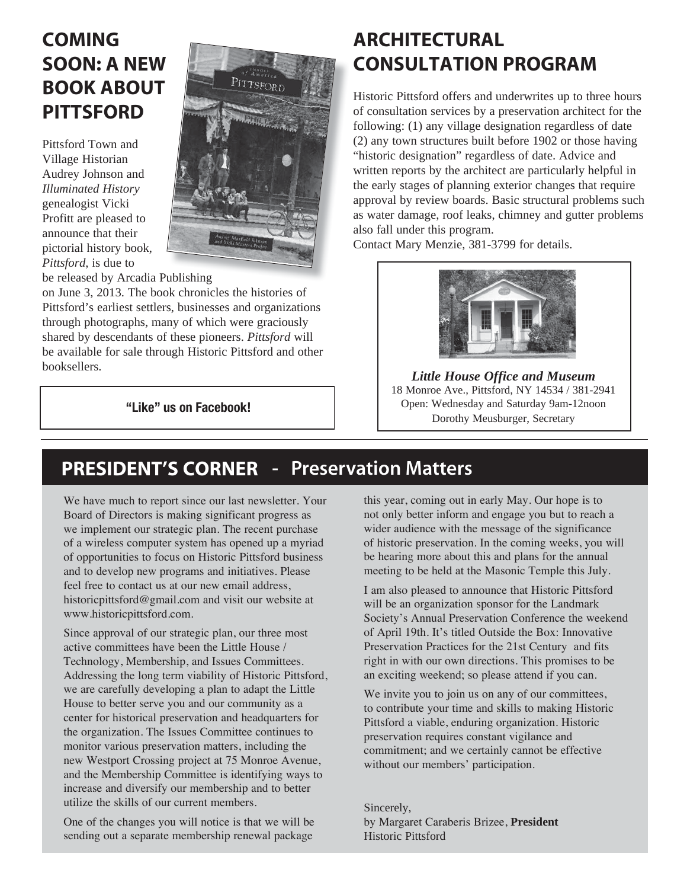## COMING SOON: A NEW BOOK ABOUT PITTSFORD

Pittsford Town and Village Historian Audrey Johnson and *Illuminated History* genealogist Vicki Profitt are pleased to announce that their pictorial history book, *Pittsford*, is due to be released by Arcadia Publishing on June 3, 2013. The book chronicles the histories of Pittsford's earliest settlers, businesses and organizations through photographs, many of which were graciously shared by descendants of these pioneers. *Pittsford* will be available for sale through Historic Pittsford and other booksellers.

**"Like" us on Facebook!**

## ARCHITECTURAL CONSULTATION PROGRAM

Historic Pittsford offers and underwrites up to three hours of consultation services by a preservation architect for the following: (1) any village designation regardless of date (2) any town structures built before 1902 or those having "historic designation" regardless of date. Advice and written reports by the architect are particularly helpful in the early stages of planning exterior changes that require approval by review boards. Basic structural problems such as water damage, roof leaks, chimney and gutter problems also fall under this program.
Contact Mary Menzie, 381-3799 for details.

***Little House Office and Museum***
18 Monroe Ave., Pittsford, NY 14534 / 381-2941
Open: Wednesday and Saturday 9am-12noon
Dorothy Meusburger, Secretary

## PRESIDENT'S CORNER - Preservation Matters

We have much to report since our last newsletter. Your Board of Directors is making significant progress as we implement our strategic plan. The recent purchase of a wireless computer system has opened up a myriad of opportunities to focus on Historic Pittsford business and to develop new programs and initiatives. Please feel free to contact us at our new email address, historicpittsford@gmail.com and visit our website at www.historicpittsford.com.

Since approval of our strategic plan, our three most active committees have been the Little House / Technology, Membership, and Issues Committees. Addressing the long term viability of Historic Pittsford, we are carefully developing a plan to adapt the Little House to better serve you and our community as a center for historical preservation and headquarters for the organization. The Issues Committee continues to monitor various preservation matters, including the new Westport Crossing project at 75 Monroe Avenue, and the Membership Committee is identifying ways to increase and diversify our membership and to better utilize the skills of our current members.

One of the changes you will notice is that we will be sending out a separate membership renewal package this year, coming out in early May. Our hope is to not only better inform and engage you but to reach a wider audience with the message of the significance of historic preservation. In the coming weeks, you will be hearing more about this and plans for the annual meeting to be held at the Masonic Temple this July.

I am also pleased to announce that Historic Pittsford will be an organization sponsor for the Landmark Society's Annual Preservation Conference the weekend of April 19th. It's titled Outside the Box: Innovative Preservation Practices for the 21st Century and fits right in with our own directions. This promises to be an exciting weekend; so please attend if you can.

We invite you to join us on any of our committees, to contribute your time and skills to making Historic Pittsford a viable, enduring organization. Historic preservation requires constant vigilance and commitment; and we certainly cannot be effective without our members' participation.

Sincerely,
by Margaret Caraberis Brizee, **President**
Historic Pittsford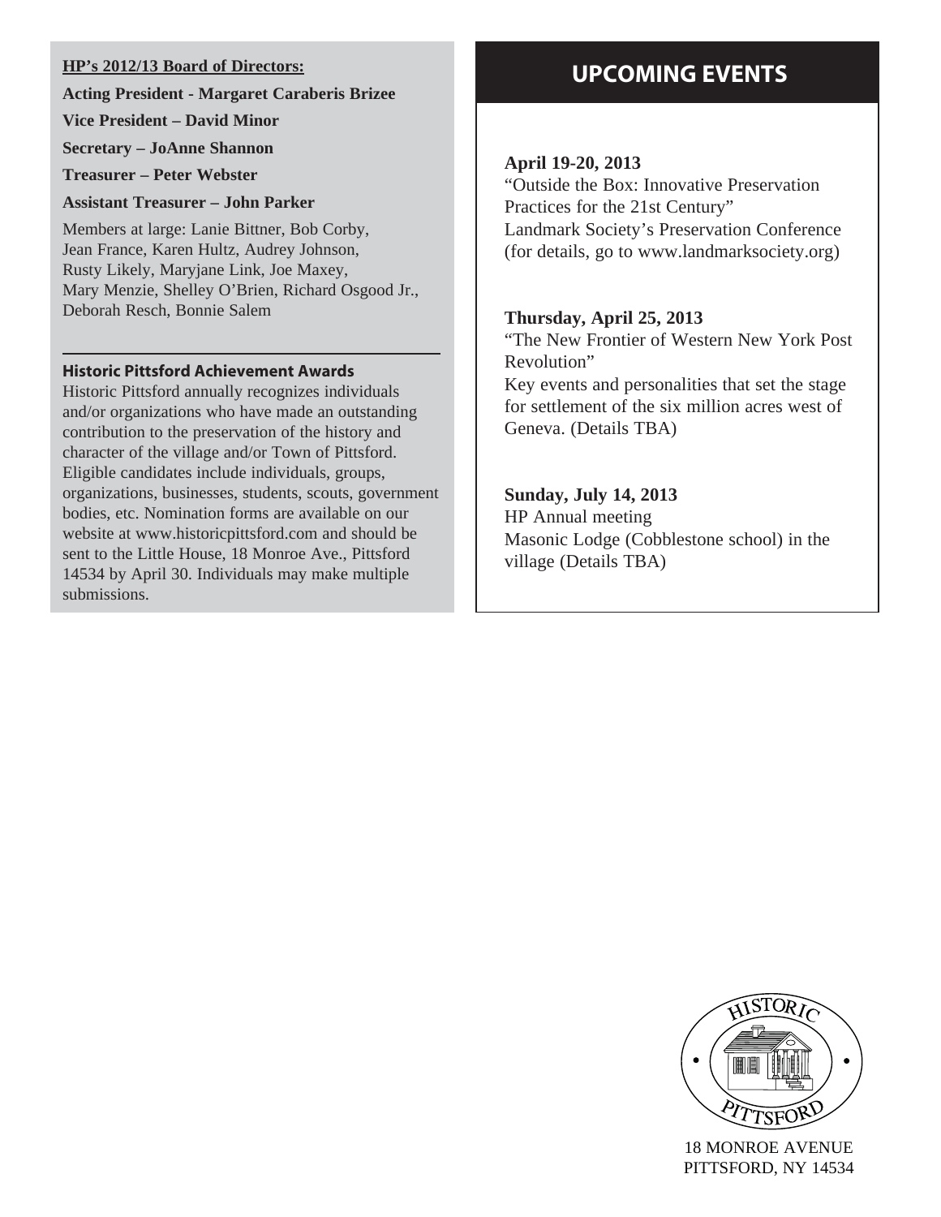**HP's 2012/13 Board of Directors:**

**Acting President - Margaret Caraberis Brizee**

**Vice President – David Minor**

**Secretary – JoAnne Shannon**

**Treasurer – Peter Webster**

**Assistant Treasurer – John Parker**

Members at large: Lanie Bittner, Bob Corby, Jean France, Karen Hultz, Audrey Johnson, Rusty Likely, Maryjane Link, Joe Maxey, Mary Menzie, Shelley O'Brien, Richard Osgood Jr., Deborah Resch, Bonnie Salem

### Historic Pittsford Achievement Awards

Historic Pittsford annually recognizes individuals and/or organizations who have made an outstanding contribution to the preservation of the history and character of the village and/or Town of Pittsford. Eligible candidates include individuals, groups, organizations, businesses, students, scouts, government bodies, etc. Nomination forms are available on our website at www.historicpittsford.com and should be sent to the Little House, 18 Monroe Ave., Pittsford 14534 by April 30. Individuals may make multiple submissions.

## UPCOMING EVENTS

**April 19-20, 2013**
"Outside the Box: Innovative Preservation Practices for the 21st Century"
Landmark Society's Preservation Conference (for details, go to www.landmarksociety.org)

**Thursday, April 25, 2013**
"The New Frontier of Western New York Post Revolution"
Key events and personalities that set the stage for settlement of the six million acres west of Geneva. (Details TBA)

**Sunday, July 14, 2013**
HP Annual meeting
Masonic Lodge (Cobblestone school) in the village (Details TBA)

HISTORIC PITTSFORD

18 MONROE AVENUE
PITTSFORD, NY 14534